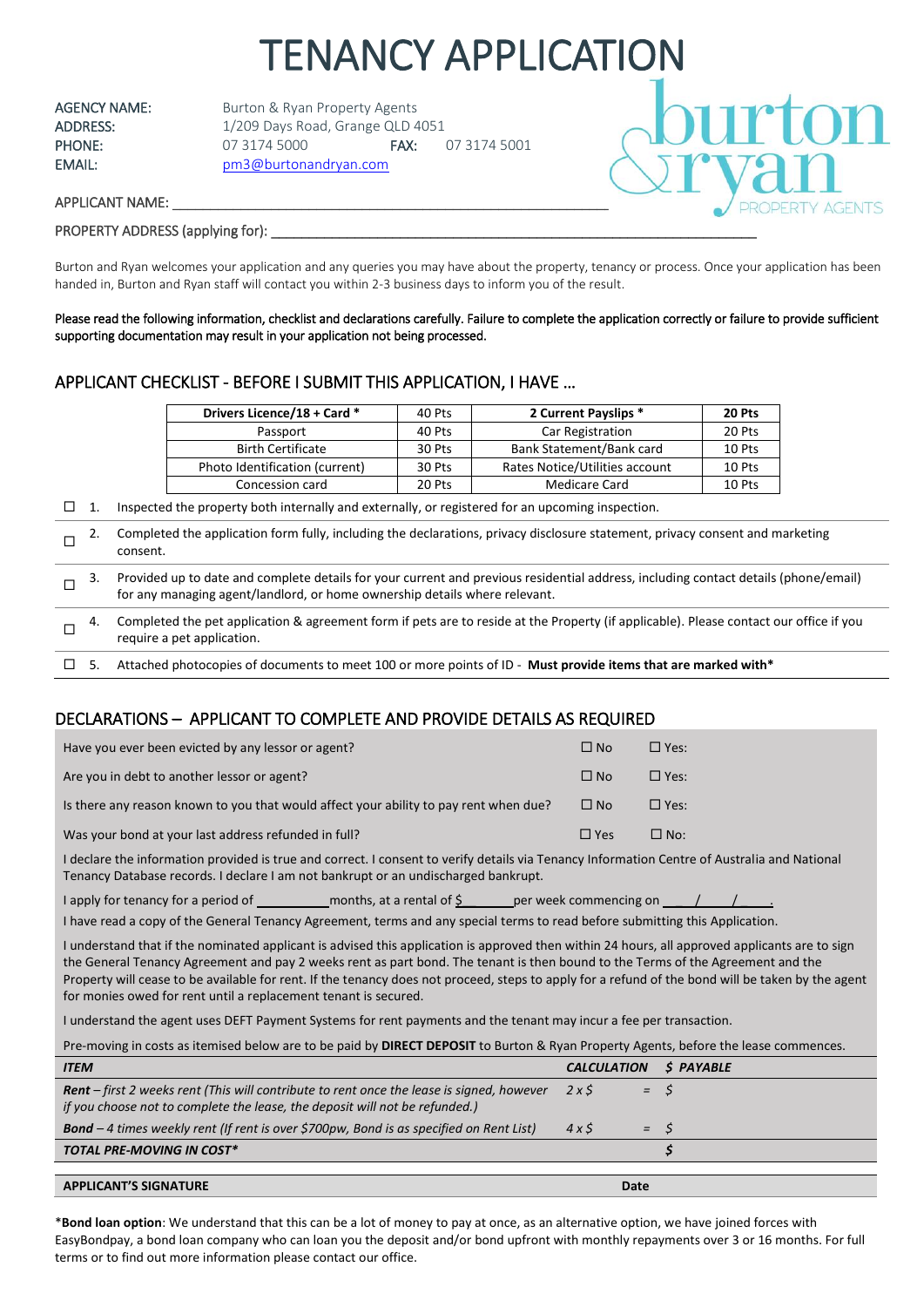# TENANCY APPLICATION

AGENCY NAME: Burton & Ryan Property Agents
ADDRESS: 1/209 Days Road, Grange QLD 4051
PHONE: 07 3174 5000 FAX: 07 3174 5001
EMAIL: pm3@burtonandryan.com

burton & ryan PROPERTY AGENTS

APPLICANT NAME: ___________________________________________________________

PROPERTY ADDRESS (applying for): ___________________________________________________________

Burton and Ryan welcomes your application and any queries you may have about the property, tenancy or process. Once your application has been handed in, Burton and Ryan staff will contact you within 2-3 business days to inform you of the result.

Please read the following information, checklist and declarations carefully. Failure to complete the application correctly or failure to provide sufficient supporting documentation may result in your application not being processed.

## APPLICANT CHECKLIST - BEFORE I SUBMIT THIS APPLICATION, I HAVE …

| **Drivers Licence/18 + Card *** | 40 Pts | **2 Current Payslips *** | **20 Pts** |
|---|---|---|---|
| Passport | 40 Pts | Car Registration | 20 Pts |
| Birth Certificate | 30 Pts | Bank Statement/Bank card | 10 Pts |
| Photo Identification (current) | 30 Pts | Rates Notice/Utilities account | 10 Pts |
| Concession card | 20 Pts | Medicare Card | 10 Pts |

- ☐ 1. Inspected the property both internally and externally, or registered for an upcoming inspection.
- ☐ 2. Completed the application form fully, including the declarations, privacy disclosure statement, privacy consent and marketing consent.
- ☐ 3. Provided up to date and complete details for your current and previous residential address, including contact details (phone/email) for any managing agent/landlord, or home ownership details where relevant.
- ☐ 4. Completed the pet application & agreement form if pets are to reside at the Property (if applicable). Please contact our office if you require a pet application.
- ☐ 5. Attached photocopies of documents to meet 100 or more points of ID - **Must provide items that are marked with***

## DECLARATIONS – APPLICANT TO COMPLETE AND PROVIDE DETAILS AS REQUIRED

| | | |
|---|---|---|
| Have you ever been evicted by any lessor or agent? | ☐ No | ☐ Yes: |
| Are you in debt to another lessor or agent? | ☐ No | ☐ Yes: |
| Is there any reason known to you that would affect your ability to pay rent when due? | ☐ No | ☐ Yes: |
| Was your bond at your last address refunded in full? | ☐ Yes | ☐ No: |

I declare the information provided is true and correct. I consent to verify details via Tenancy Information Centre of Australia and National Tenancy Database records. I declare I am not bankrupt or an undischarged bankrupt.

I apply for tenancy for a period of __________ months, at a rental of $________ per week commencing on ___/___/___.

I have read a copy of the General Tenancy Agreement, terms and any special terms to read before submitting this Application.

I understand that if the nominated applicant is advised this application is approved then within 24 hours, all approved applicants are to sign the General Tenancy Agreement and pay 2 weeks rent as part bond. The tenant is then bound to the Terms of the Agreement and the Property will cease to be available for rent. If the tenancy does not proceed, steps to apply for a refund of the bond will be taken by the agent for monies owed for rent until a replacement tenant is secured.

I understand the agent uses DEFT Payment Systems for rent payments and the tenant may incur a fee per transaction.

Pre-moving in costs as itemised below are to be paid by **DIRECT DEPOSIT** to Burton & Ryan Property Agents, before the lease commences.

| ***ITEM*** | ***CALCULATION*** | ***$ PAYABLE*** |
|---|---|---|
| ***Rent*** *– first 2 weeks rent (This will contribute to rent once the lease is signed, however if you choose not to complete the lease, the deposit will not be refunded.)* | *2 x $ =* | *$* |
| ***Bond*** *– 4 times weekly rent (If rent is over $700pw, Bond is as specified on Rent List)* | *4 x $ =* | *$* |
| ***TOTAL PRE-MOVING IN COST**** | | ***$*** |

| **APPLICANT'S SIGNATURE** | **Date** |
|---|---|
| | |

***Bond loan option**: We understand that this can be a lot of money to pay at once, as an alternative option, we have joined forces with EasyBondpay, a bond loan company who can loan you the deposit and/or bond upfront with monthly repayments over 3 or 16 months. For full terms or to find out more information please contact our office.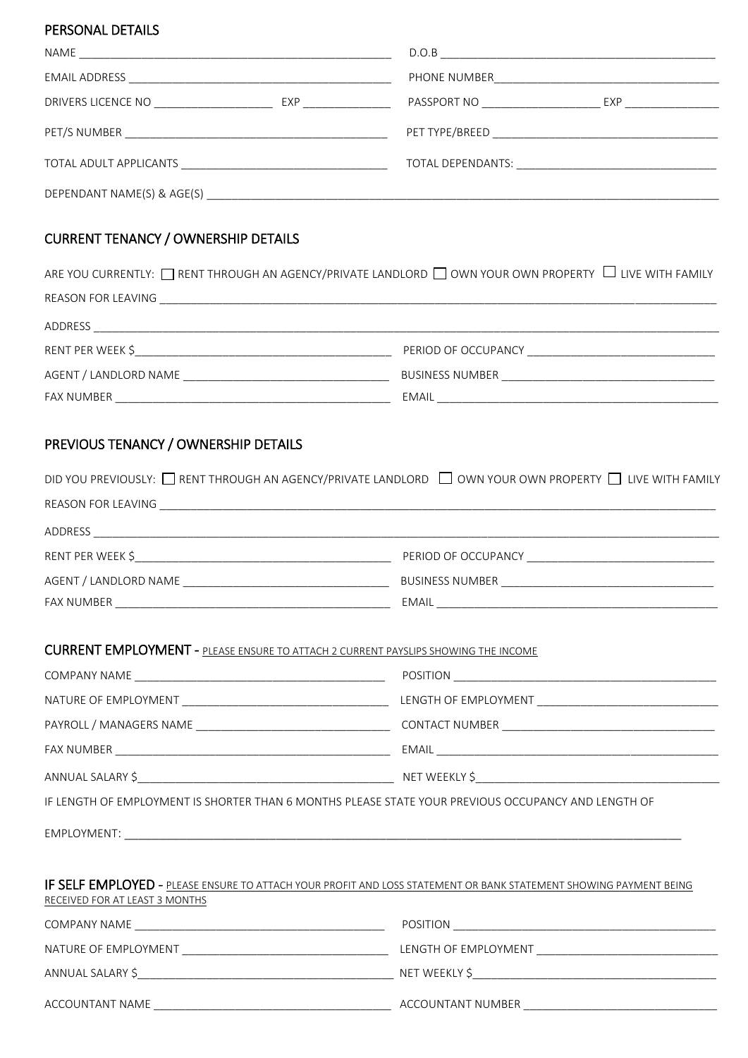## PERSONAL DETAILS

NAME ____________________ D.O.B ____________________

EMAIL ADDRESS ____________________ PHONE NUMBER ____________________

DRIVERS LICENCE NO ____________ EXP ____________ PASSPORT NO ____________ EXP ____________

PET/S NUMBER ____________________ PET TYPE/BREED ____________________

TOTAL ADULT APPLICANTS ____________________ TOTAL DEPENDANTS: ____________________

DEPENDANT NAME(S) & AGE(S) ____________________

## CURRENT TENANCY / OWNERSHIP DETAILS

ARE YOU CURRENTLY: ☐ RENT THROUGH AN AGENCY/PRIVATE LANDLORD ☐ OWN YOUR OWN PROPERTY ☐ LIVE WITH FAMILY

REASON FOR LEAVING ____________________

ADDRESS ____________________

RENT PER WEEK $____________________ PERIOD OF OCCUPANCY ____________________

AGENT / LANDLORD NAME ____________________ BUSINESS NUMBER ____________________

FAX NUMBER ____________________ EMAIL ____________________

## PREVIOUS TENANCY / OWNERSHIP DETAILS

DID YOU PREVIOUSLY: ☐ RENT THROUGH AN AGENCY/PRIVATE LANDLORD ☐ OWN YOUR OWN PROPERTY ☐ LIVE WITH FAMILY

REASON FOR LEAVING ____________________

ADDRESS ____________________

RENT PER WEEK $____________________ PERIOD OF OCCUPANCY ____________________

AGENT / LANDLORD NAME ____________________ BUSINESS NUMBER ____________________

FAX NUMBER ____________________ EMAIL ____________________

## CURRENT EMPLOYMENT - PLEASE ENSURE TO ATTACH 2 CURRENT PAYSLIPS SHOWING THE INCOME

COMPANY NAME ____________________ POSITION ____________________

NATURE OF EMPLOYMENT ____________________ LENGTH OF EMPLOYMENT ____________________

PAYROLL / MANAGERS NAME ____________________ CONTACT NUMBER ____________________

FAX NUMBER ____________________ EMAIL ____________________

ANNUAL SALARY $____________________ NET WEEKLY $____________________

IF LENGTH OF EMPLOYMENT IS SHORTER THAN 6 MONTHS PLEASE STATE YOUR PREVIOUS OCCUPANCY AND LENGTH OF

EMPLOYMENT: ____________________

## IF SELF EMPLOYED - PLEASE ENSURE TO ATTACH YOUR PROFIT AND LOSS STATEMENT OR BANK STATEMENT SHOWING PAYMENT BEING RECEIVED FOR AT LEAST 3 MONTHS

COMPANY NAME ____________________ POSITION ____________________

NATURE OF EMPLOYMENT ____________________ LENGTH OF EMPLOYMENT ____________________

ANNUAL SALARY $____________________ NET WEEKLY $____________________

ACCOUNTANT NAME ____________________ ACCOUNTANT NUMBER ____________________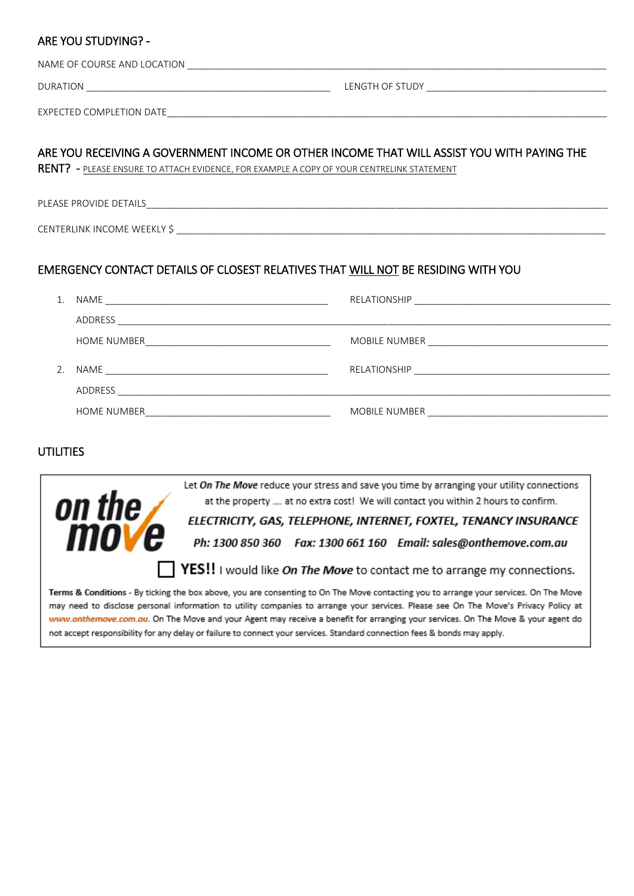## ARE YOU STUDYING? -

NAME OF COURSE AND LOCATION ______________________________________________

DURATION ______________________________ LENGTH OF STUDY ______________________________

EXPECTED COMPLETION DATE______________________________________________

## ARE YOU RECEIVING A GOVERNMENT INCOME OR OTHER INCOME THAT WILL ASSIST YOU WITH PAYING THE RENT? - PLEASE ENSURE TO ATTACH EVIDENCE, FOR EXAMPLE A COPY OF YOUR CENTRELINK STATEMENT

PLEASE PROVIDE DETAILS______________________________________________

CENTERLINK INCOME WEEKLY $ ______________________________________________

## EMERGENCY CONTACT DETAILS OF CLOSEST RELATIVES THAT WILL NOT BE RESIDING WITH YOU

1. NAME ______________________________ RELATIONSHIP ______________________________

   ADDRESS ______________________________________________

   HOME NUMBER______________________________ MOBILE NUMBER ______________________________

2. NAME ______________________________ RELATIONSHIP ______________________________

   ADDRESS ______________________________________________

   HOME NUMBER______________________________ MOBILE NUMBER ______________________________

## UTILITIES

**on the move**

Let *On The Move* reduce your stress and save you time by arranging your utility connections at the property .... at no extra cost! We will contact you within 2 hours to confirm.

***ELECTRICITY, GAS, TELEPHONE, INTERNET, FOXTEL, TENANCY INSURANCE***

***Ph: 1300 850 360 Fax: 1300 661 160 Email: sales@onthemove.com.au***

☐ **YES!!** I would like ***On The Move*** to contact me to arrange my connections.

**Terms & Conditions** - By ticking the box above, you are consenting to On The Move contacting you to arrange your services. On The Move may need to disclose personal information to utility companies to arrange your services. Please see On The Move's Privacy Policy at *www.onthemove.com.au*. On The Move and your Agent may receive a benefit for arranging your services. On The Move & your agent do not accept responsibility for any delay or failure to connect your services. Standard connection fees & bonds may apply.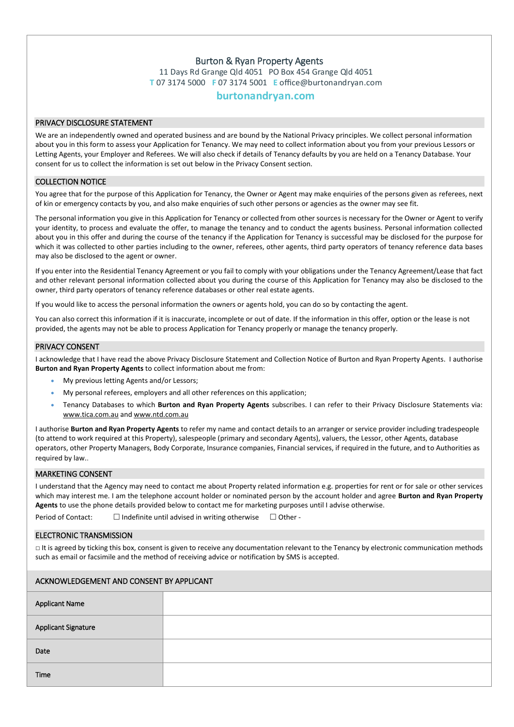# Burton & Ryan Property Agents

11 Days Rd Grange Qld 4051 PO Box 454 Grange Qld 4051

T 07 3174 5000 F 07 3174 5001 E office@burtonandryan.com

**burtonandryan.com**

## PRIVACY DISCLOSURE STATEMENT

We are an independently owned and operated business and are bound by the National Privacy principles. We collect personal information about you in this form to assess your Application for Tenancy. We may need to collect information about you from your previous Lessors or Letting Agents, your Employer and Referees. We will also check if details of Tenancy defaults by you are held on a Tenancy Database. Your consent for us to collect the information is set out below in the Privacy Consent section.

## COLLECTION NOTICE

You agree that for the purpose of this Application for Tenancy, the Owner or Agent may make enquiries of the persons given as referees, next of kin or emergency contacts by you, and also make enquiries of such other persons or agencies as the owner may see fit.

The personal information you give in this Application for Tenancy or collected from other sources is necessary for the Owner or Agent to verify your identity, to process and evaluate the offer, to manage the tenancy and to conduct the agents business. Personal information collected about you in this offer and during the course of the tenancy if the Application for Tenancy is successful may be disclosed for the purpose for which it was collected to other parties including to the owner, referees, other agents, third party operators of tenancy reference data bases may also be disclosed to the agent or owner.

If you enter into the Residential Tenancy Agreement or you fail to comply with your obligations under the Tenancy Agreement/Lease that fact and other relevant personal information collected about you during the course of this Application for Tenancy may also be disclosed to the owner, third party operators of tenancy reference databases or other real estate agents.

If you would like to access the personal information the owners or agents hold, you can do so by contacting the agent.

You can also correct this information if it is inaccurate, incomplete or out of date. If the information in this offer, option or the lease is not provided, the agents may not be able to process Application for Tenancy properly or manage the tenancy properly.

## PRIVACY CONSENT

I acknowledge that I have read the above Privacy Disclosure Statement and Collection Notice of Burton and Ryan Property Agents. I authorise **Burton and Ryan Property Agents** to collect information about me from:

- My previous letting Agents and/or Lessors;
- My personal referees, employers and all other references on this application;
- Tenancy Databases to which **Burton and Ryan Property Agents** subscribes. I can refer to their Privacy Disclosure Statements via: www.tica.com.au and www.ntd.com.au

I authorise **Burton and Ryan Property Agents** to refer my name and contact details to an arranger or service provider including tradespeople (to attend to work required at this Property), salespeople (primary and secondary Agents), valuers, the Lessor, other Agents, database operators, other Property Managers, Body Corporate, Insurance companies, Financial services, if required in the future, and to Authorities as required by law..

## MARKETING CONSENT

I understand that the Agency may need to contact me about Property related information e.g. properties for rent or for sale or other services which may interest me. I am the telephone account holder or nominated person by the account holder and agree **Burton and Ryan Property Agents** to use the phone details provided below to contact me for marketing purposes until I advise otherwise.

Period of Contact: ☐ Indefinite until advised in writing otherwise ☐ Other -

## ELECTRONIC TRANSMISSION

☐ It is agreed by ticking this box, consent is given to receive any documentation relevant to the Tenancy by electronic communication methods such as email or facsimile and the method of receiving advice or notification by SMS is accepted.

## ACKNOWLEDGEMENT AND CONSENT BY APPLICANT

| | |
|---|---|
| Applicant Name | |
| Applicant Signature | |
| Date | |
| Time | |